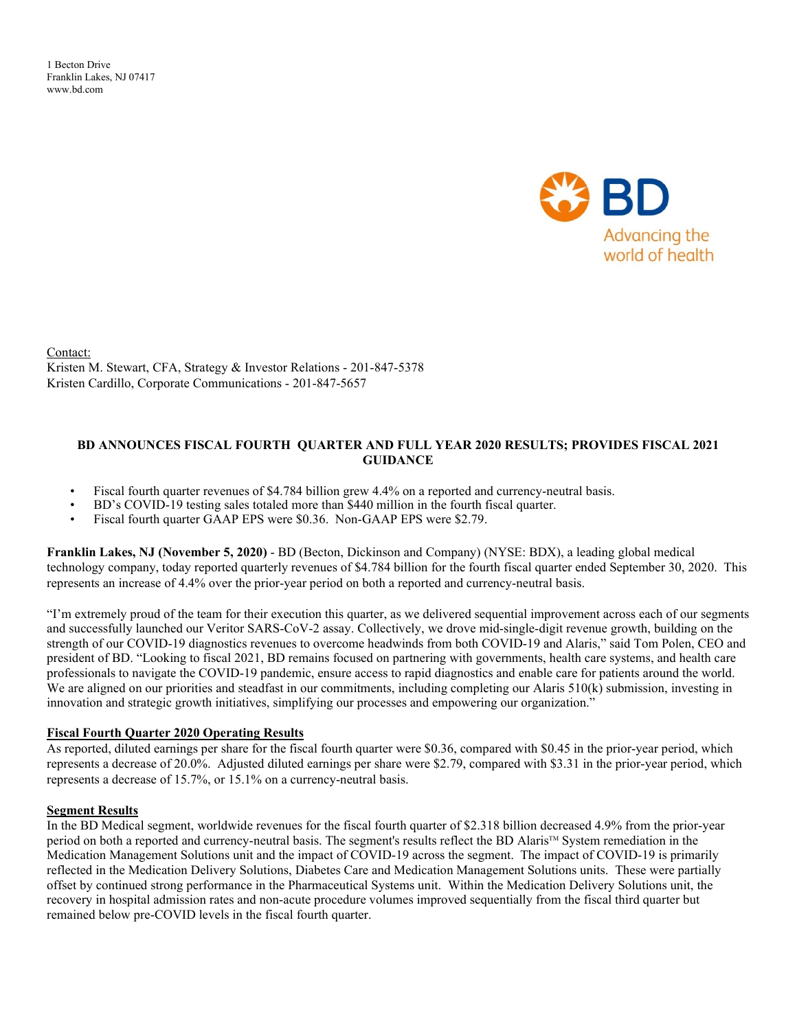1 Becton Drive
Franklin Lakes, NJ 07417
www.bd.com

BD
Advancing the world of health

Contact:
Kristen M. Stewart, CFA, Strategy & Investor Relations - 201-847-5378
Kristen Cardillo, Corporate Communications - 201-847-5657

# BD ANNOUNCES FISCAL FOURTH QUARTER AND FULL YEAR 2020 RESULTS; PROVIDES FISCAL 2021 GUIDANCE

- Fiscal fourth quarter revenues of $4.784 billion grew 4.4% on a reported and currency-neutral basis.
- BD's COVID-19 testing sales totaled more than $440 million in the fourth fiscal quarter.
- Fiscal fourth quarter GAAP EPS were $0.36. Non-GAAP EPS were $2.79.

**Franklin Lakes, NJ (November 5, 2020)** - BD (Becton, Dickinson and Company) (NYSE: BDX), a leading global medical technology company, today reported quarterly revenues of $4.784 billion for the fourth fiscal quarter ended September 30, 2020. This represents an increase of 4.4% over the prior-year period on both a reported and currency-neutral basis.

"I'm extremely proud of the team for their execution this quarter, as we delivered sequential improvement across each of our segments and successfully launched our Veritor SARS-CoV-2 assay. Collectively, we drove mid-single-digit revenue growth, building on the strength of our COVID-19 diagnostics revenues to overcome headwinds from both COVID-19 and Alaris," said Tom Polen, CEO and president of BD. "Looking to fiscal 2021, BD remains focused on partnering with governments, health care systems, and health care professionals to navigate the COVID-19 pandemic, ensure access to rapid diagnostics and enable care for patients around the world. We are aligned on our priorities and steadfast in our commitments, including completing our Alaris 510(k) submission, investing in innovation and strategic growth initiatives, simplifying our processes and empowering our organization."

## Fiscal Fourth Quarter 2020 Operating Results

As reported, diluted earnings per share for the fiscal fourth quarter were $0.36, compared with $0.45 in the prior-year period, which represents a decrease of 20.0%. Adjusted diluted earnings per share were $2.79, compared with $3.31 in the prior-year period, which represents a decrease of 15.7%, or 15.1% on a currency-neutral basis.

## Segment Results

In the BD Medical segment, worldwide revenues for the fiscal fourth quarter of $2.318 billion decreased 4.9% from the prior-year period on both a reported and currency-neutral basis. The segment's results reflect the BD Alaris™ System remediation in the Medication Management Solutions unit and the impact of COVID-19 across the segment. The impact of COVID-19 is primarily reflected in the Medication Delivery Solutions, Diabetes Care and Medication Management Solutions units. These were partially offset by continued strong performance in the Pharmaceutical Systems unit. Within the Medication Delivery Solutions unit, the recovery in hospital admission rates and non-acute procedure volumes improved sequentially from the fiscal third quarter but remained below pre-COVID levels in the fiscal fourth quarter.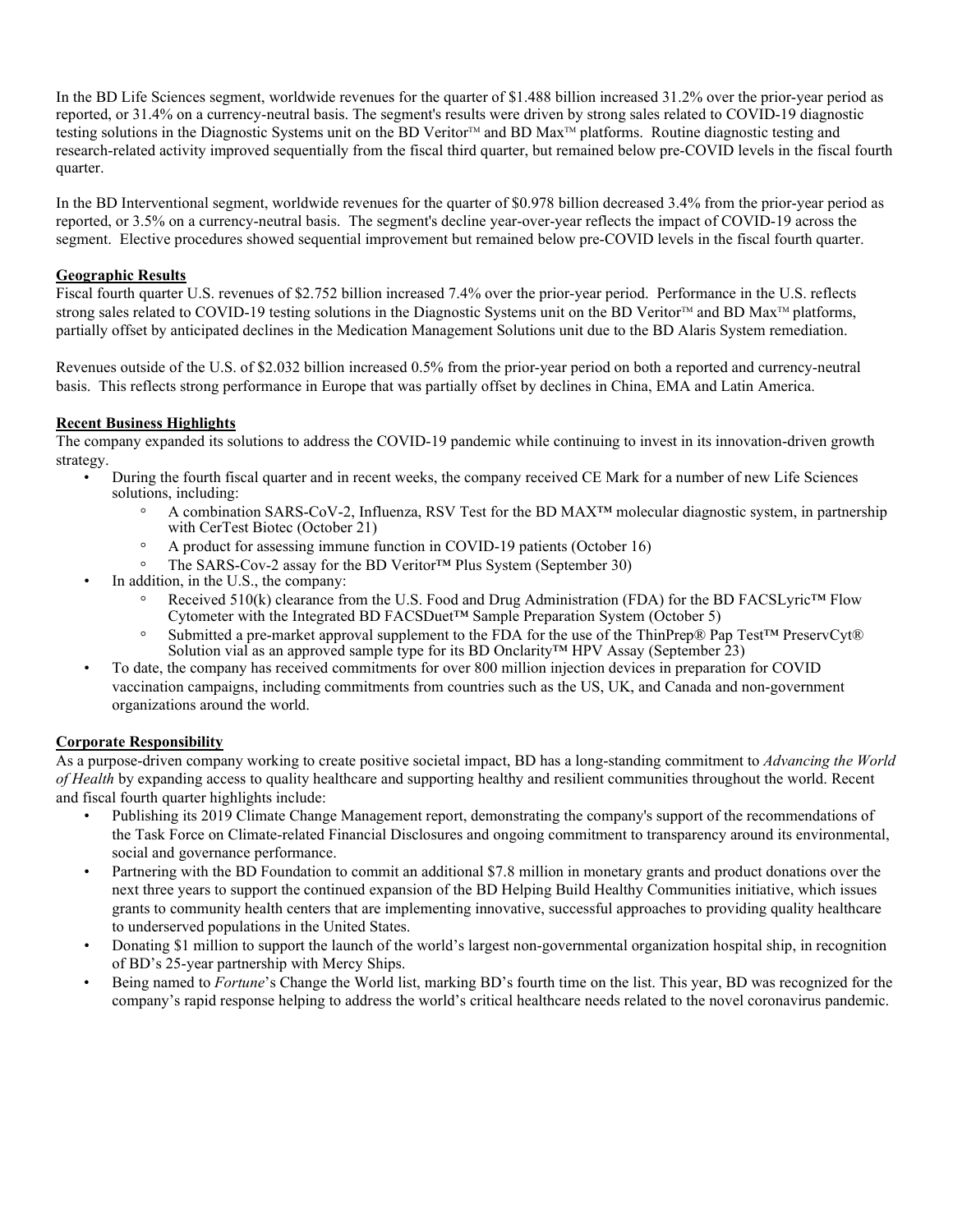In the BD Life Sciences segment, worldwide revenues for the quarter of $1.488 billion increased 31.2% over the prior-year period as reported, or 31.4% on a currency-neutral basis. The segment's results were driven by strong sales related to COVID-19 diagnostic testing solutions in the Diagnostic Systems unit on the BD Veritor™ and BD Max™ platforms. Routine diagnostic testing and research-related activity improved sequentially from the fiscal third quarter, but remained below pre-COVID levels in the fiscal fourth quarter.

In the BD Interventional segment, worldwide revenues for the quarter of $0.978 billion decreased 3.4% from the prior-year period as reported, or 3.5% on a currency-neutral basis. The segment's decline year-over-year reflects the impact of COVID-19 across the segment. Elective procedures showed sequential improvement but remained below pre-COVID levels in the fiscal fourth quarter.

## Geographic Results

Fiscal fourth quarter U.S. revenues of $2.752 billion increased 7.4% over the prior-year period. Performance in the U.S. reflects strong sales related to COVID-19 testing solutions in the Diagnostic Systems unit on the BD Veritor™ and BD Max™ platforms, partially offset by anticipated declines in the Medication Management Solutions unit due to the BD Alaris System remediation.

Revenues outside of the U.S. of $2.032 billion increased 0.5% from the prior-year period on both a reported and currency-neutral basis. This reflects strong performance in Europe that was partially offset by declines in China, EMA and Latin America.

## Recent Business Highlights

The company expanded its solutions to address the COVID-19 pandemic while continuing to invest in its innovation-driven growth strategy.

- During the fourth fiscal quarter and in recent weeks, the company received CE Mark for a number of new Life Sciences solutions, including:
  - A combination SARS-CoV-2, Influenza, RSV Test for the BD MAX™ molecular diagnostic system, in partnership with CerTest Biotec (October 21)
  - A product for assessing immune function in COVID-19 patients (October 16)
  - The SARS-Cov-2 assay for the BD Veritor™ Plus System (September 30)
- In addition, in the U.S., the company:
  - Received 510(k) clearance from the U.S. Food and Drug Administration (FDA) for the BD FACSLyric™ Flow Cytometer with the Integrated BD FACSDuet™ Sample Preparation System (October 5)
  - Submitted a pre-market approval supplement to the FDA for the use of the ThinPrep® Pap Test™ PreservCyt® Solution vial as an approved sample type for its BD Onclarity™ HPV Assay (September 23)
- To date, the company has received commitments for over 800 million injection devices in preparation for COVID vaccination campaigns, including commitments from countries such as the US, UK, and Canada and non-government organizations around the world.

## Corporate Responsibility

As a purpose-driven company working to create positive societal impact, BD has a long-standing commitment to *Advancing the World of Health* by expanding access to quality healthcare and supporting healthy and resilient communities throughout the world. Recent and fiscal fourth quarter highlights include:

- Publishing its 2019 Climate Change Management report, demonstrating the company's support of the recommendations of the Task Force on Climate-related Financial Disclosures and ongoing commitment to transparency around its environmental, social and governance performance.
- Partnering with the BD Foundation to commit an additional $7.8 million in monetary grants and product donations over the next three years to support the continued expansion of the BD Helping Build Healthy Communities initiative, which issues grants to community health centers that are implementing innovative, successful approaches to providing quality healthcare to underserved populations in the United States.
- Donating $1 million to support the launch of the world's largest non-governmental organization hospital ship, in recognition of BD's 25-year partnership with Mercy Ships.
- Being named to *Fortune*'s Change the World list, marking BD's fourth time on the list. This year, BD was recognized for the company's rapid response helping to address the world's critical healthcare needs related to the novel coronavirus pandemic.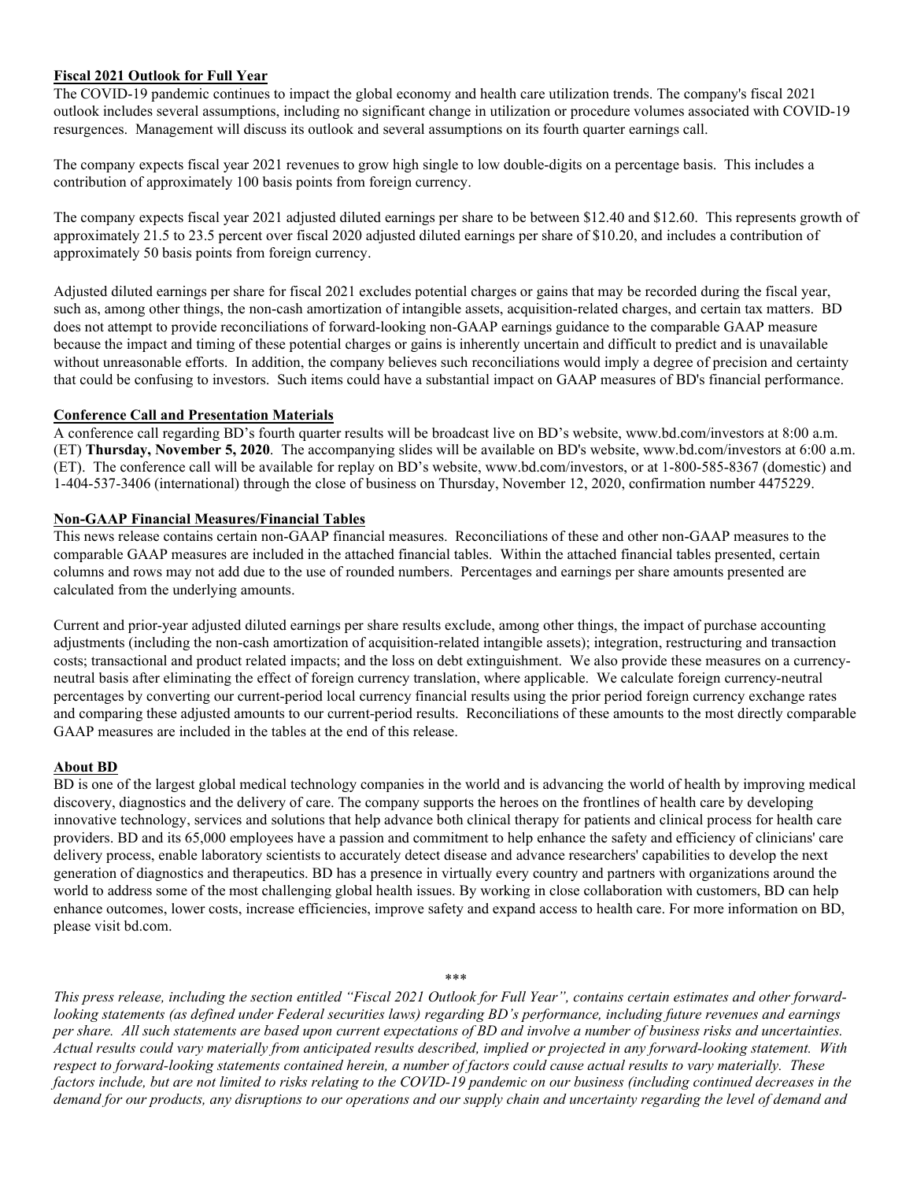**Fiscal 2021 Outlook for Full Year**

The COVID-19 pandemic continues to impact the global economy and health care utilization trends. The company's fiscal 2021 outlook includes several assumptions, including no significant change in utilization or procedure volumes associated with COVID-19 resurgences. Management will discuss its outlook and several assumptions on its fourth quarter earnings call.

The company expects fiscal year 2021 revenues to grow high single to low double-digits on a percentage basis. This includes a contribution of approximately 100 basis points from foreign currency.

The company expects fiscal year 2021 adjusted diluted earnings per share to be between $12.40 and $12.60. This represents growth of approximately 21.5 to 23.5 percent over fiscal 2020 adjusted diluted earnings per share of $10.20, and includes a contribution of approximately 50 basis points from foreign currency.

Adjusted diluted earnings per share for fiscal 2021 excludes potential charges or gains that may be recorded during the fiscal year, such as, among other things, the non-cash amortization of intangible assets, acquisition-related charges, and certain tax matters. BD does not attempt to provide reconciliations of forward-looking non-GAAP earnings guidance to the comparable GAAP measure because the impact and timing of these potential charges or gains is inherently uncertain and difficult to predict and is unavailable without unreasonable efforts. In addition, the company believes such reconciliations would imply a degree of precision and certainty that could be confusing to investors. Such items could have a substantial impact on GAAP measures of BD's financial performance.

**Conference Call and Presentation Materials**

A conference call regarding BD's fourth quarter results will be broadcast live on BD's website, www.bd.com/investors at 8:00 a.m. (ET) **Thursday, November 5, 2020**. The accompanying slides will be available on BD's website, www.bd.com/investors at 6:00 a.m. (ET). The conference call will be available for replay on BD's website, www.bd.com/investors, or at 1-800-585-8367 (domestic) and 1-404-537-3406 (international) through the close of business on Thursday, November 12, 2020, confirmation number 4475229.

**Non-GAAP Financial Measures/Financial Tables**

This news release contains certain non-GAAP financial measures. Reconciliations of these and other non-GAAP measures to the comparable GAAP measures are included in the attached financial tables. Within the attached financial tables presented, certain columns and rows may not add due to the use of rounded numbers. Percentages and earnings per share amounts presented are calculated from the underlying amounts.

Current and prior-year adjusted diluted earnings per share results exclude, among other things, the impact of purchase accounting adjustments (including the non-cash amortization of acquisition-related intangible assets); integration, restructuring and transaction costs; transactional and product related impacts; and the loss on debt extinguishment. We also provide these measures on a currency-neutral basis after eliminating the effect of foreign currency translation, where applicable. We calculate foreign currency-neutral percentages by converting our current-period local currency financial results using the prior period foreign currency exchange rates and comparing these adjusted amounts to our current-period results. Reconciliations of these amounts to the most directly comparable GAAP measures are included in the tables at the end of this release.

**About BD**

BD is one of the largest global medical technology companies in the world and is advancing the world of health by improving medical discovery, diagnostics and the delivery of care. The company supports the heroes on the frontlines of health care by developing innovative technology, services and solutions that help advance both clinical therapy for patients and clinical process for health care providers. BD and its 65,000 employees have a passion and commitment to help enhance the safety and efficiency of clinicians' care delivery process, enable laboratory scientists to accurately detect disease and advance researchers' capabilities to develop the next generation of diagnostics and therapeutics. BD has a presence in virtually every country and partners with organizations around the world to address some of the most challenging global health issues. By working in close collaboration with customers, BD can help enhance outcomes, lower costs, increase efficiencies, improve safety and expand access to health care. For more information on BD, please visit bd.com.

***

*This press release, including the section entitled "Fiscal 2021 Outlook for Full Year", contains certain estimates and other forward-looking statements (as defined under Federal securities laws) regarding BD's performance, including future revenues and earnings per share. All such statements are based upon current expectations of BD and involve a number of business risks and uncertainties. Actual results could vary materially from anticipated results described, implied or projected in any forward-looking statement. With respect to forward-looking statements contained herein, a number of factors could cause actual results to vary materially. These factors include, but are not limited to risks relating to the COVID-19 pandemic on our business (including continued decreases in the demand for our products, any disruptions to our operations and our supply chain and uncertainty regarding the level of demand and*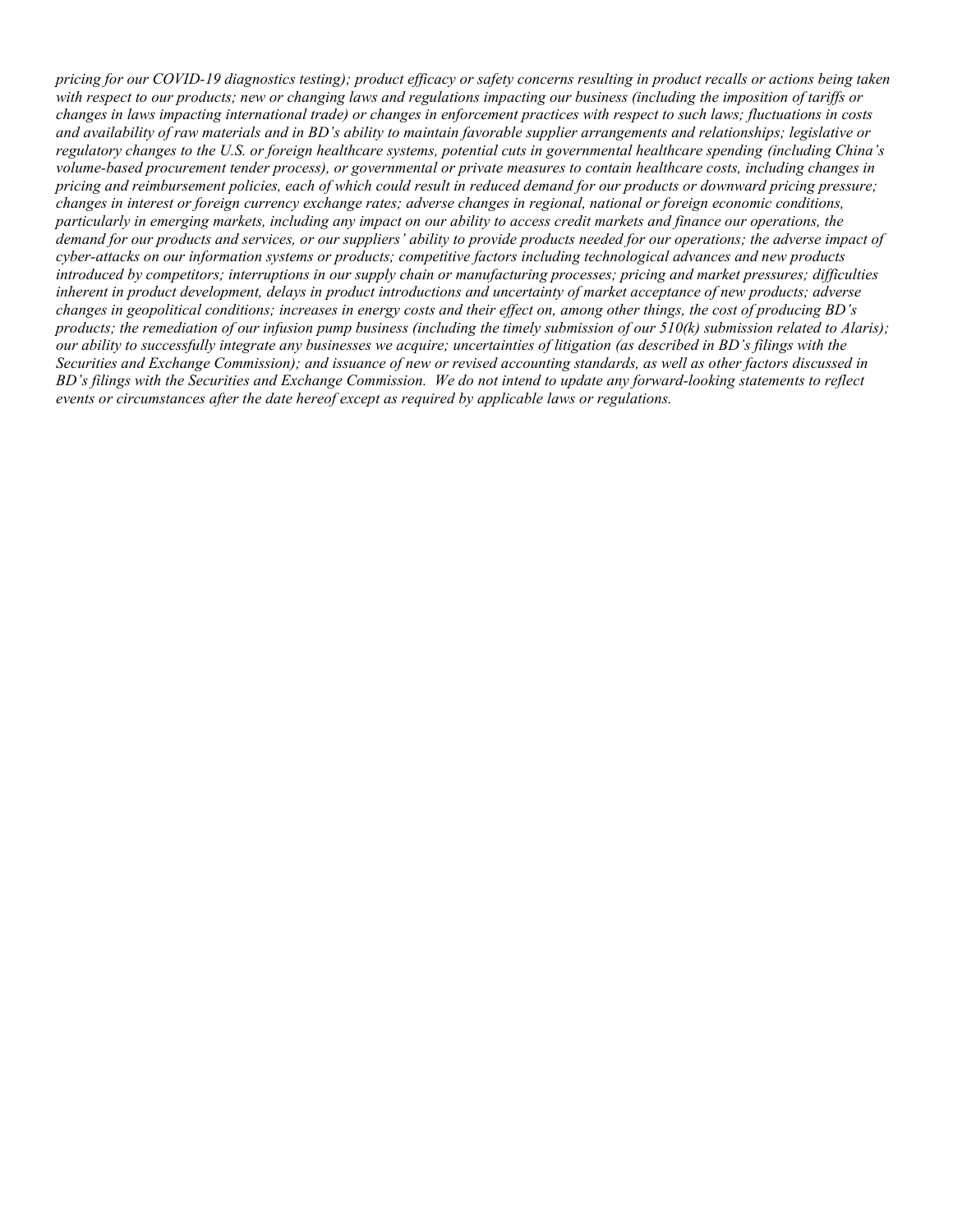*pricing for our COVID-19 diagnostics testing); product efficacy or safety concerns resulting in product recalls or actions being taken with respect to our products; new or changing laws and regulations impacting our business (including the imposition of tariffs or changes in laws impacting international trade) or changes in enforcement practices with respect to such laws; fluctuations in costs and availability of raw materials and in BD's ability to maintain favorable supplier arrangements and relationships; legislative or regulatory changes to the U.S. or foreign healthcare systems, potential cuts in governmental healthcare spending (including China's volume-based procurement tender process), or governmental or private measures to contain healthcare costs, including changes in pricing and reimbursement policies, each of which could result in reduced demand for our products or downward pricing pressure; changes in interest or foreign currency exchange rates; adverse changes in regional, national or foreign economic conditions, particularly in emerging markets, including any impact on our ability to access credit markets and finance our operations, the demand for our products and services, or our suppliers' ability to provide products needed for our operations; the adverse impact of cyber-attacks on our information systems or products; competitive factors including technological advances and new products introduced by competitors; interruptions in our supply chain or manufacturing processes; pricing and market pressures; difficulties inherent in product development, delays in product introductions and uncertainty of market acceptance of new products; adverse changes in geopolitical conditions; increases in energy costs and their effect on, among other things, the cost of producing BD's products; the remediation of our infusion pump business (including the timely submission of our 510(k) submission related to Alaris); our ability to successfully integrate any businesses we acquire; uncertainties of litigation (as described in BD's filings with the Securities and Exchange Commission); and issuance of new or revised accounting standards, as well as other factors discussed in BD's filings with the Securities and Exchange Commission. We do not intend to update any forward-looking statements to reflect events or circumstances after the date hereof except as required by applicable laws or regulations.*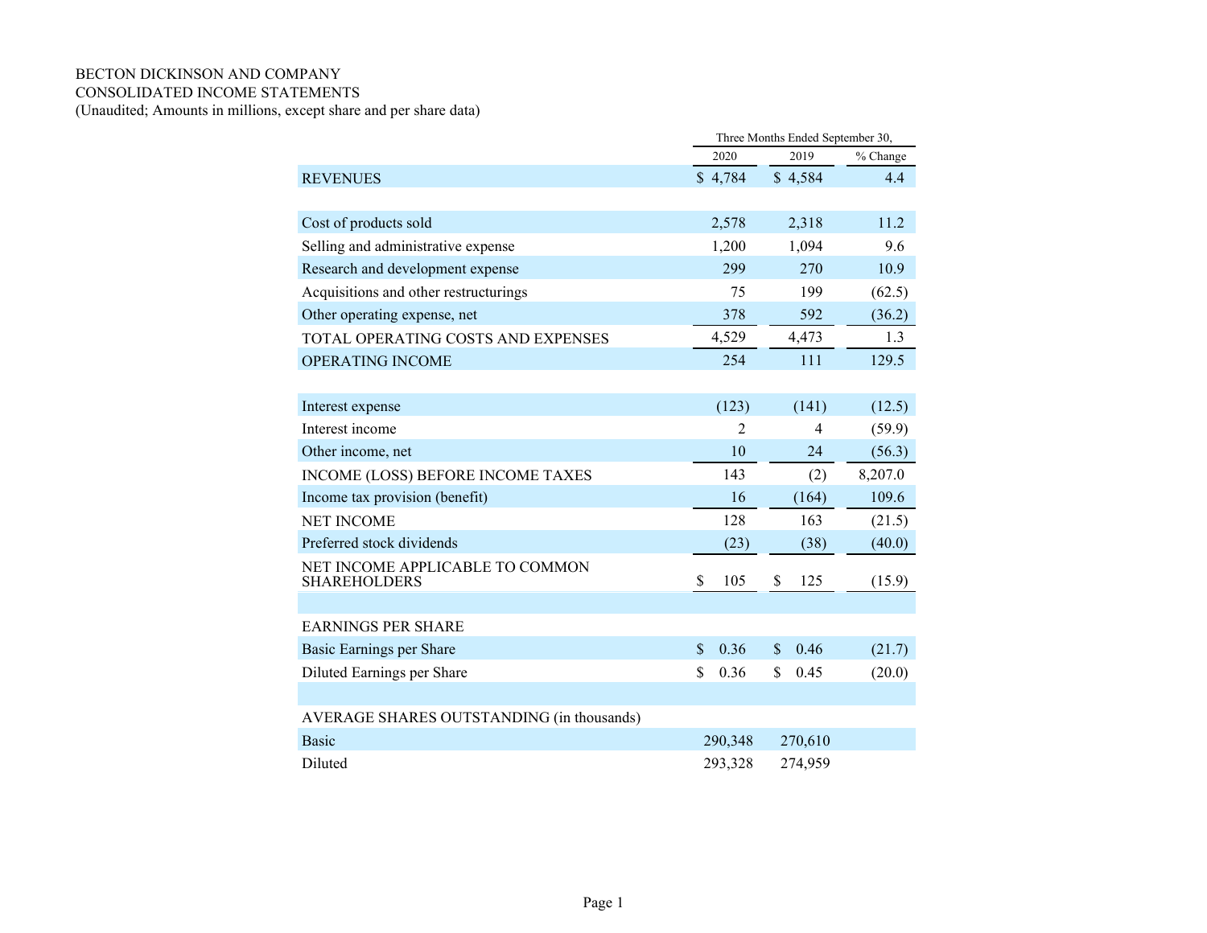BECTON DICKINSON AND COMPANY
CONSOLIDATED INCOME STATEMENTS
(Unaudited; Amounts in millions, except share and per share data)

| | Three Months Ended September 30, | | |
|---|---|---|---|
| | 2020 | 2019 | % Change |
| REVENUES | $ 4,784 | $ 4,584 | 4.4 |
| | | | |
| Cost of products sold | 2,578 | 2,318 | 11.2 |
| Selling and administrative expense | 1,200 | 1,094 | 9.6 |
| Research and development expense | 299 | 270 | 10.9 |
| Acquisitions and other restructurings | 75 | 199 | (62.5) |
| Other operating expense, net | 378 | 592 | (36.2) |
| TOTAL OPERATING COSTS AND EXPENSES | 4,529 | 4,473 | 1.3 |
| OPERATING INCOME | 254 | 111 | 129.5 |
| | | | |
| Interest expense | (123) | (141) | (12.5) |
| Interest income | 2 | 4 | (59.9) |
| Other income, net | 10 | 24 | (56.3) |
| INCOME (LOSS) BEFORE INCOME TAXES | 143 | (2) | 8,207.0 |
| Income tax provision (benefit) | 16 | (164) | 109.6 |
| NET INCOME | 128 | 163 | (21.5) |
| Preferred stock dividends | (23) | (38) | (40.0) |
| NET INCOME APPLICABLE TO COMMON SHAREHOLDERS | $ 105 | $ 125 | (15.9) |
| | | | |
| EARNINGS PER SHARE | | | |
| Basic Earnings per Share | $ 0.36 | $ 0.46 | (21.7) |
| Diluted Earnings per Share | $ 0.36 | $ 0.45 | (20.0) |
| | | | |
| AVERAGE SHARES OUTSTANDING (in thousands) | | | |
| Basic | 290,348 | 270,610 | |
| Diluted | 293,328 | 274,959 | |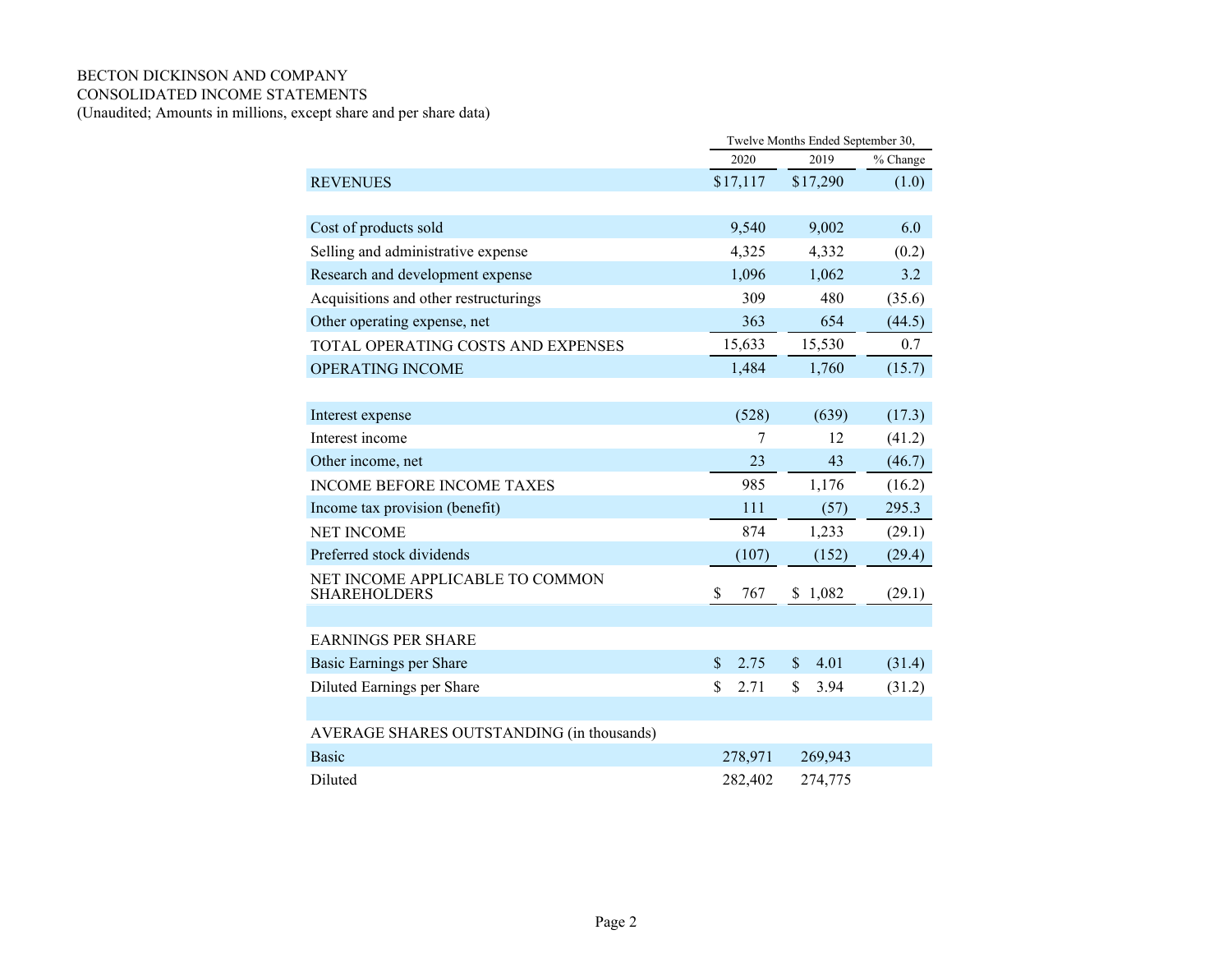BECTON DICKINSON AND COMPANY
CONSOLIDATED INCOME STATEMENTS
(Unaudited; Amounts in millions, except share and per share data)

| | Twelve Months Ended September 30, | | |
|---|---|---|---|
| | 2020 | 2019 | % Change |
| REVENUES | $17,117 | $17,290 | (1.0) |
| | | | |
| Cost of products sold | 9,540 | 9,002 | 6.0 |
| Selling and administrative expense | 4,325 | 4,332 | (0.2) |
| Research and development expense | 1,096 | 1,062 | 3.2 |
| Acquisitions and other restructurings | 309 | 480 | (35.6) |
| Other operating expense, net | 363 | 654 | (44.5) |
| TOTAL OPERATING COSTS AND EXPENSES | 15,633 | 15,530 | 0.7 |
| OPERATING INCOME | 1,484 | 1,760 | (15.7) |
| | | | |
| Interest expense | (528) | (639) | (17.3) |
| Interest income | 7 | 12 | (41.2) |
| Other income, net | 23 | 43 | (46.7) |
| INCOME BEFORE INCOME TAXES | 985 | 1,176 | (16.2) |
| Income tax provision (benefit) | 111 | (57) | 295.3 |
| NET INCOME | 874 | 1,233 | (29.1) |
| Preferred stock dividends | (107) | (152) | (29.4) |
| NET INCOME APPLICABLE TO COMMON SHAREHOLDERS | $ 767 | $ 1,082 | (29.1) |
| | | | |
| EARNINGS PER SHARE | | | |
| Basic Earnings per Share | $ 2.75 | $ 4.01 | (31.4) |
| Diluted Earnings per Share | $ 2.71 | $ 3.94 | (31.2) |
| | | | |
| AVERAGE SHARES OUTSTANDING (in thousands) | | | |
| Basic | 278,971 | 269,943 | |
| Diluted | 282,402 | 274,775 | |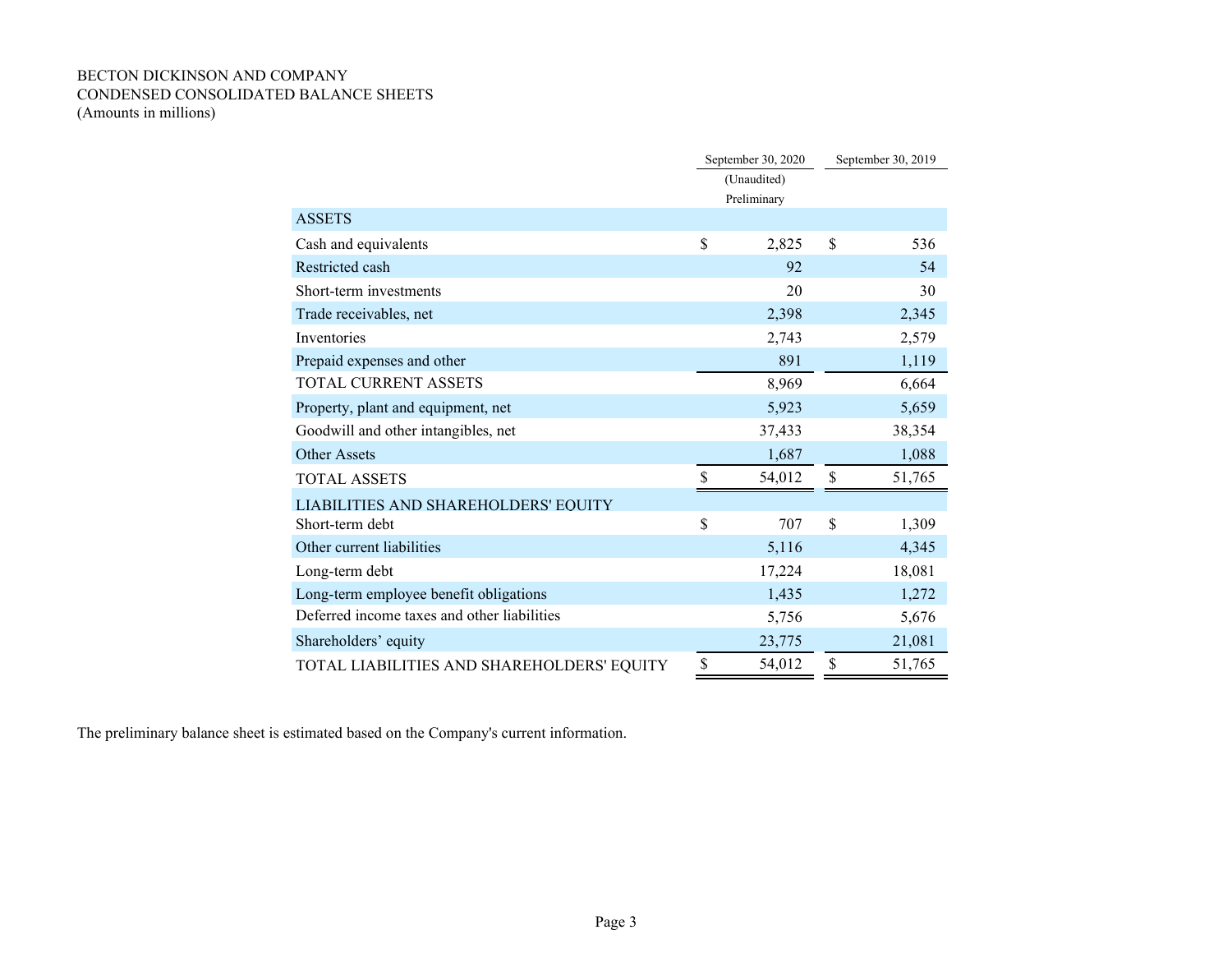BECTON DICKINSON AND COMPANY
CONDENSED CONSOLIDATED BALANCE SHEETS
(Amounts in millions)

| | September 30, 2020 (Unaudited) Preliminary | September 30, 2019 |
|---|---|---|
| **ASSETS** | | |
| Cash and equivalents | $ 2,825 | $ 536 |
| Restricted cash | 92 | 54 |
| Short-term investments | 20 | 30 |
| Trade receivables, net | 2,398 | 2,345 |
| Inventories | 2,743 | 2,579 |
| Prepaid expenses and other | 891 | 1,119 |
| TOTAL CURRENT ASSETS | 8,969 | 6,664 |
| Property, plant and equipment, net | 5,923 | 5,659 |
| Goodwill and other intangibles, net | 37,433 | 38,354 |
| Other Assets | 1,687 | 1,088 |
| TOTAL ASSETS | $ 54,012 | $ 51,765 |
| **LIABILITIES AND SHAREHOLDERS' EQUITY** | | |
| Short-term debt | $ 707 | $ 1,309 |
| Other current liabilities | 5,116 | 4,345 |
| Long-term debt | 17,224 | 18,081 |
| Long-term employee benefit obligations | 1,435 | 1,272 |
| Deferred income taxes and other liabilities | 5,756 | 5,676 |
| Shareholders' equity | 23,775 | 21,081 |
| TOTAL LIABILITIES AND SHAREHOLDERS' EQUITY | $ 54,012 | $ 51,765 |

The preliminary balance sheet is estimated based on the Company's current information.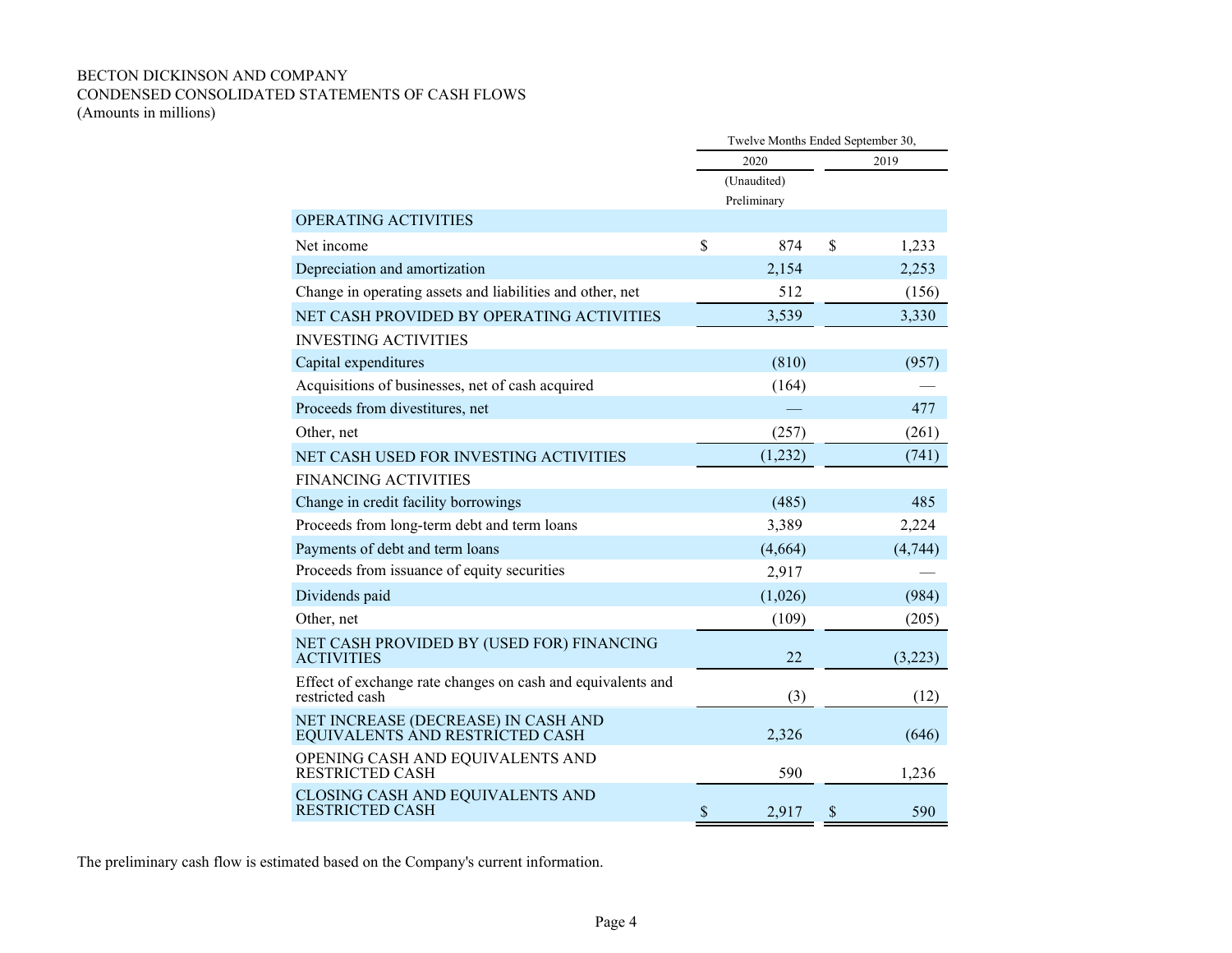BECTON DICKINSON AND COMPANY
CONDENSED CONSOLIDATED STATEMENTS OF CASH FLOWS
(Amounts in millions)

| | Twelve Months Ended September 30, | |
|---|---|---|
| | 2020 | 2019 |
| | (Unaudited) Preliminary | |
| OPERATING ACTIVITIES | | |
| Net income | $ 874 | $ 1,233 |
| Depreciation and amortization | 2,154 | 2,253 |
| Change in operating assets and liabilities and other, net | 512 | (156) |
| NET CASH PROVIDED BY OPERATING ACTIVITIES | 3,539 | 3,330 |
| INVESTING ACTIVITIES | | |
| Capital expenditures | (810) | (957) |
| Acquisitions of businesses, net of cash acquired | (164) | — |
| Proceeds from divestitures, net | — | 477 |
| Other, net | (257) | (261) |
| NET CASH USED FOR INVESTING ACTIVITIES | (1,232) | (741) |
| FINANCING ACTIVITIES | | |
| Change in credit facility borrowings | (485) | 485 |
| Proceeds from long-term debt and term loans | 3,389 | 2,224 |
| Payments of debt and term loans | (4,664) | (4,744) |
| Proceeds from issuance of equity securities | 2,917 | — |
| Dividends paid | (1,026) | (984) |
| Other, net | (109) | (205) |
| NET CASH PROVIDED BY (USED FOR) FINANCING ACTIVITIES | 22 | (3,223) |
| Effect of exchange rate changes on cash and equivalents and restricted cash | (3) | (12) |
| NET INCREASE (DECREASE) IN CASH AND EQUIVALENTS AND RESTRICTED CASH | 2,326 | (646) |
| OPENING CASH AND EQUIVALENTS AND RESTRICTED CASH | 590 | 1,236 |
| CLOSING CASH AND EQUIVALENTS AND RESTRICTED CASH | $ 2,917 | $ 590 |

The preliminary cash flow is estimated based on the Company's current information.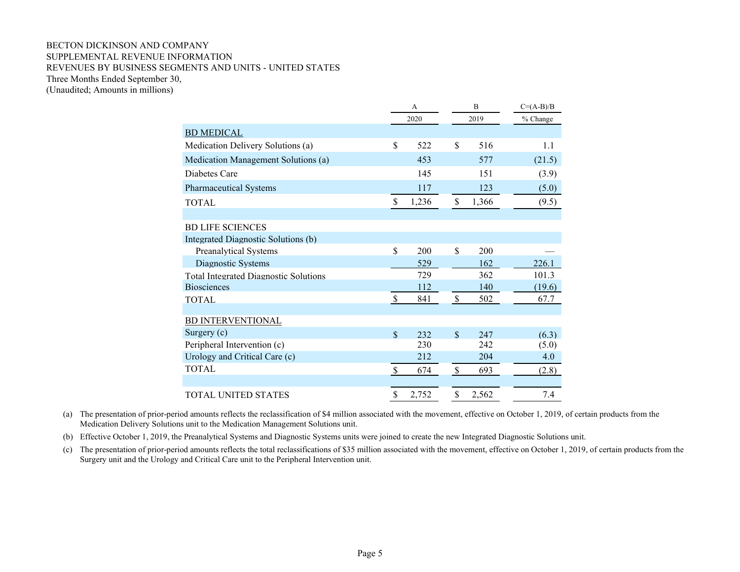BECTON DICKINSON AND COMPANY
SUPPLEMENTAL REVENUE INFORMATION
REVENUES BY BUSINESS SEGMENTS AND UNITS - UNITED STATES
Three Months Ended September 30,
(Unaudited; Amounts in millions)

| | A | B | C=(A-B)/B |
|---|---|---|---|
| | 2020 | 2019 | % Change |
| BD MEDICAL | | | |
| Medication Delivery Solutions (a) | $ 522 | $ 516 | 1.1 |
| Medication Management Solutions (a) | 453 | 577 | (21.5) |
| Diabetes Care | 145 | 151 | (3.9) |
| Pharmaceutical Systems | 117 | 123 | (5.0) |
| TOTAL | $ 1,236 | $ 1,366 | (9.5) |
| | | | |
| BD LIFE SCIENCES | | | |
| Integrated Diagnostic Solutions (b) | | | |
| Preanalytical Systems | $ 200 | $ 200 | — |
| Diagnostic Systems | 529 | 162 | 226.1 |
| Total Integrated Diagnostic Solutions | 729 | 362 | 101.3 |
| Biosciences | 112 | 140 | (19.6) |
| TOTAL | $ 841 | $ 502 | 67.7 |
| | | | |
| BD INTERVENTIONAL | | | |
| Surgery (c) | $ 232 | $ 247 | (6.3) |
| Peripheral Intervention (c) | 230 | 242 | (5.0) |
| Urology and Critical Care (c) | 212 | 204 | 4.0 |
| TOTAL | $ 674 | $ 693 | (2.8) |
| | | | |
| TOTAL UNITED STATES | $ 2,752 | $ 2,562 | 7.4 |

(a) The presentation of prior-period amounts reflects the reclassification of $4 million associated with the movement, effective on October 1, 2019, of certain products from the Medication Delivery Solutions unit to the Medication Management Solutions unit.

(b) Effective October 1, 2019, the Preanalytical Systems and Diagnostic Systems units were joined to create the new Integrated Diagnostic Solutions unit.

(c) The presentation of prior-period amounts reflects the total reclassifications of $35 million associated with the movement, effective on October 1, 2019, of certain products from the Surgery unit and the Urology and Critical Care unit to the Peripheral Intervention unit.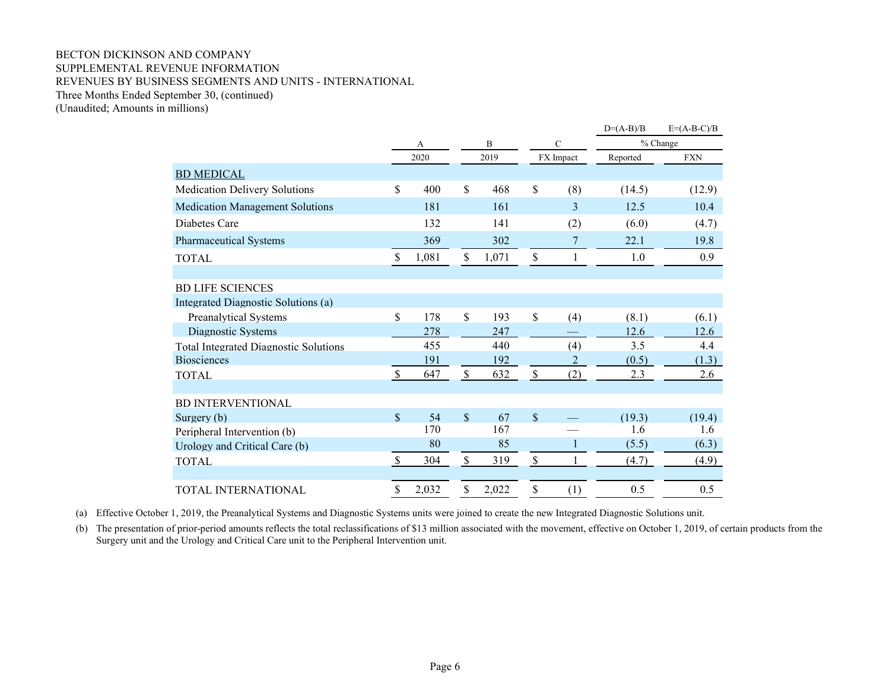BECTON DICKINSON AND COMPANY
SUPPLEMENTAL REVENUE INFORMATION
REVENUES BY BUSINESS SEGMENTS AND UNITS - INTERNATIONAL
Three Months Ended September 30, (continued)
(Unaudited; Amounts in millions)

| | A | B | C | D=(A-B)/B | E=(A-B-C)/B |
|---|---|---|---|---|---|
| | | | | % Change | |
| | 2020 | 2019 | FX Impact | Reported | FXN |
| **BD MEDICAL** | | | | | |
| Medication Delivery Solutions | $ 400 | $ 468 | $ (8) | (14.5) | (12.9) |
| Medication Management Solutions | 181 | 161 | 3 | 12.5 | 10.4 |
| Diabetes Care | 132 | 141 | (2) | (6.0) | (4.7) |
| Pharmaceutical Systems | 369 | 302 | 7 | 22.1 | 19.8 |
| TOTAL | $ 1,081 | $ 1,071 | $ 1 | 1.0 | 0.9 |
| | | | | | |
| BD LIFE SCIENCES | | | | | |
| Integrated Diagnostic Solutions (a) | | | | | |
| Preanalytical Systems | $ 178 | $ 193 | $ (4) | (8.1) | (6.1) |
| Diagnostic Systems | 278 | 247 | — | 12.6 | 12.6 |
| Total Integrated Diagnostic Solutions | 455 | 440 | (4) | 3.5 | 4.4 |
| Biosciences | 191 | 192 | 2 | (0.5) | (1.3) |
| TOTAL | $ 647 | $ 632 | $ (2) | 2.3 | 2.6 |
| | | | | | |
| BD INTERVENTIONAL | | | | | |
| Surgery (b) | $ 54 | $ 67 | $ — | (19.3) | (19.4) |
| Peripheral Intervention (b) | 170 | 167 | — | 1.6 | 1.6 |
| Urology and Critical Care (b) | 80 | 85 | 1 | (5.5) | (6.3) |
| TOTAL | $ 304 | $ 319 | $ 1 | (4.7) | (4.9) |
| | | | | | |
| TOTAL INTERNATIONAL | $ 2,032 | $ 2,022 | $ (1) | 0.5 | 0.5 |

(a) Effective October 1, 2019, the Preanalytical Systems and Diagnostic Systems units were joined to create the new Integrated Diagnostic Solutions unit.

(b) The presentation of prior-period amounts reflects the total reclassifications of $13 million associated with the movement, effective on October 1, 2019, of certain products from the Surgery unit and the Urology and Critical Care unit to the Peripheral Intervention unit.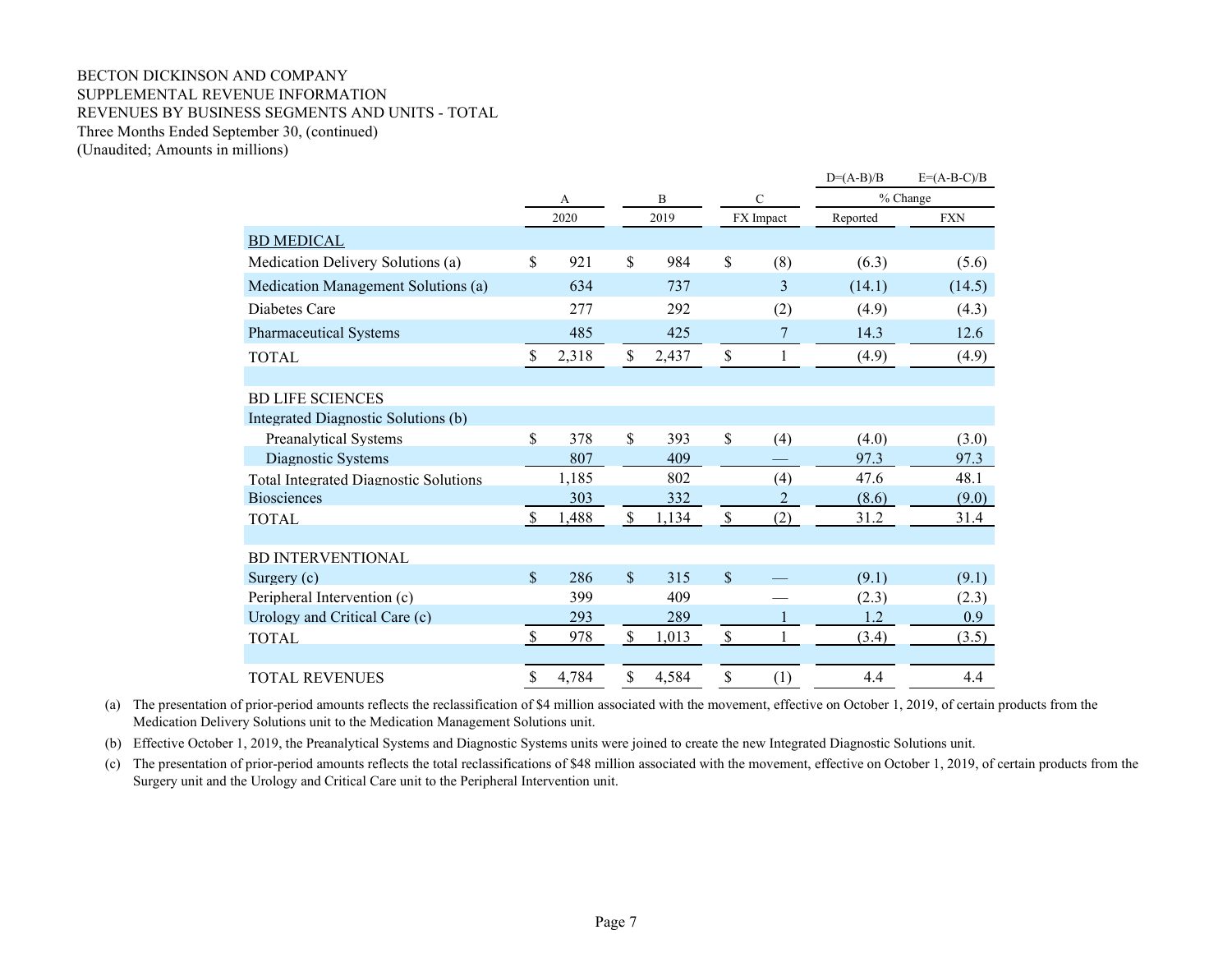BECTON DICKINSON AND COMPANY
SUPPLEMENTAL REVENUE INFORMATION
REVENUES BY BUSINESS SEGMENTS AND UNITS - TOTAL
Three Months Ended September 30, (continued)
(Unaudited; Amounts in millions)

| | A | B | C | D=(A-B)/B | E=(A-B-C)/B |
|---|---|---|---|---|---|
| | | | | % Change | |
| | 2020 | 2019 | FX Impact | Reported | FXN |
| **BD MEDICAL** | | | | | |
| Medication Delivery Solutions (a) | $ 921 | $ 984 | $ (8) | (6.3) | (5.6) |
| Medication Management Solutions (a) | 634 | 737 | 3 | (14.1) | (14.5) |
| Diabetes Care | 277 | 292 | (2) | (4.9) | (4.3) |
| Pharmaceutical Systems | 485 | 425 | 7 | 14.3 | 12.6 |
| TOTAL | $ 2,318 | $ 2,437 | $ 1 | (4.9) | (4.9) |
| | | | | | |
| BD LIFE SCIENCES | | | | | |
| Integrated Diagnostic Solutions (b) | | | | | |
| Preanalytical Systems | $ 378 | $ 393 | $ (4) | (4.0) | (3.0) |
| Diagnostic Systems | 807 | 409 | — | 97.3 | 97.3 |
| Total Integrated Diagnostic Solutions | 1,185 | 802 | (4) | 47.6 | 48.1 |
| Biosciences | 303 | 332 | 2 | (8.6) | (9.0) |
| TOTAL | $ 1,488 | $ 1,134 | $ (2) | 31.2 | 31.4 |
| | | | | | |
| BD INTERVENTIONAL | | | | | |
| Surgery (c) | $ 286 | $ 315 | $ — | (9.1) | (9.1) |
| Peripheral Intervention (c) | 399 | 409 | — | (2.3) | (2.3) |
| Urology and Critical Care (c) | 293 | 289 | 1 | 1.2 | 0.9 |
| TOTAL | $ 978 | $ 1,013 | $ 1 | (3.4) | (3.5) |
| | | | | | |
| TOTAL REVENUES | $ 4,784 | $ 4,584 | $ (1) | 4.4 | 4.4 |

(a) The presentation of prior-period amounts reflects the reclassification of $4 million associated with the movement, effective on October 1, 2019, of certain products from the Medication Delivery Solutions unit to the Medication Management Solutions unit.

(b) Effective October 1, 2019, the Preanalytical Systems and Diagnostic Systems units were joined to create the new Integrated Diagnostic Solutions unit.

(c) The presentation of prior-period amounts reflects the total reclassifications of $48 million associated with the movement, effective on October 1, 2019, of certain products from the Surgery unit and the Urology and Critical Care unit to the Peripheral Intervention unit.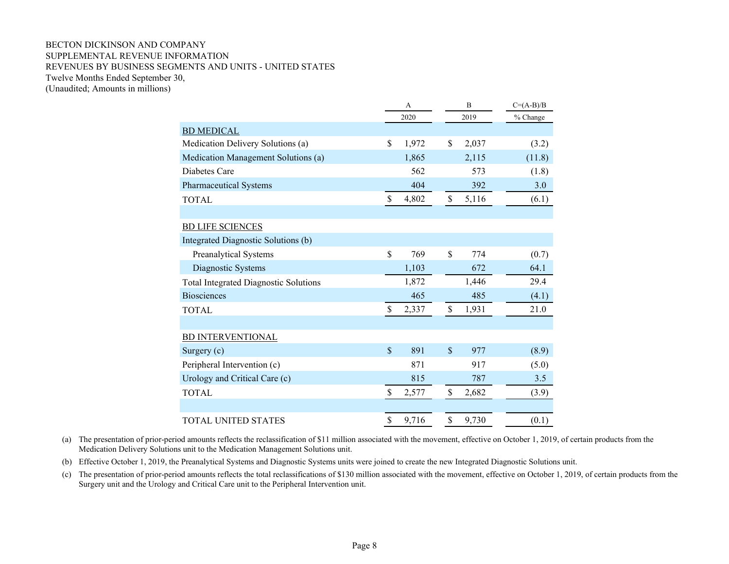BECTON DICKINSON AND COMPANY
SUPPLEMENTAL REVENUE INFORMATION
REVENUES BY BUSINESS SEGMENTS AND UNITS - UNITED STATES
Twelve Months Ended September 30,
(Unaudited; Amounts in millions)

| | A | B | C=(A-B)/B |
|---|---|---|---|
| | 2020 | 2019 | % Change |
| BD MEDICAL | | | |
| Medication Delivery Solutions (a) | $ 1,972 | $ 2,037 | (3.2) |
| Medication Management Solutions (a) | 1,865 | 2,115 | (11.8) |
| Diabetes Care | 562 | 573 | (1.8) |
| Pharmaceutical Systems | 404 | 392 | 3.0 |
| TOTAL | $ 4,802 | $ 5,116 | (6.1) |
| | | | |
| BD LIFE SCIENCES | | | |
| Integrated Diagnostic Solutions (b) | | | |
| Preanalytical Systems | $ 769 | $ 774 | (0.7) |
| Diagnostic Systems | 1,103 | 672 | 64.1 |
| Total Integrated Diagnostic Solutions | 1,872 | 1,446 | 29.4 |
| Biosciences | 465 | 485 | (4.1) |
| TOTAL | $ 2,337 | $ 1,931 | 21.0 |
| | | | |
| BD INTERVENTIONAL | | | |
| Surgery (c) | $ 891 | $ 977 | (8.9) |
| Peripheral Intervention (c) | 871 | 917 | (5.0) |
| Urology and Critical Care (c) | 815 | 787 | 3.5 |
| TOTAL | $ 2,577 | $ 2,682 | (3.9) |
| | | | |
| TOTAL UNITED STATES | $ 9,716 | $ 9,730 | (0.1) |

(a) The presentation of prior-period amounts reflects the reclassification of $11 million associated with the movement, effective on October 1, 2019, of certain products from the Medication Delivery Solutions unit to the Medication Management Solutions unit.

(b) Effective October 1, 2019, the Preanalytical Systems and Diagnostic Systems units were joined to create the new Integrated Diagnostic Solutions unit.

(c) The presentation of prior-period amounts reflects the total reclassifications of $130 million associated with the movement, effective on October 1, 2019, of certain products from the Surgery unit and the Urology and Critical Care unit to the Peripheral Intervention unit.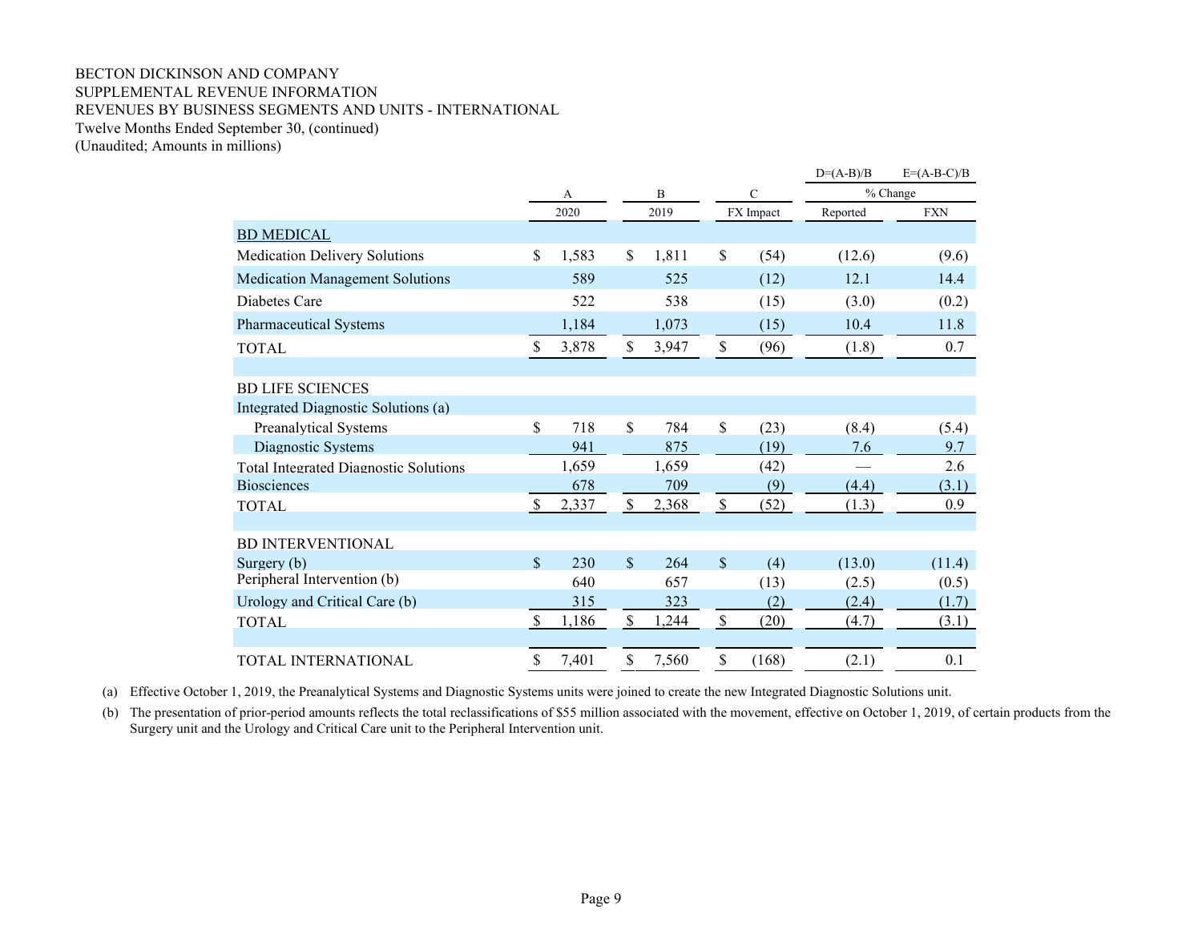BECTON DICKINSON AND COMPANY
SUPPLEMENTAL REVENUE INFORMATION
REVENUES BY BUSINESS SEGMENTS AND UNITS - INTERNATIONAL
Twelve Months Ended September 30, (continued)
(Unaudited; Amounts in millions)

| | A | B | C | D=(A-B)/B | E=(A-B-C)/B |
|---|---|---|---|---|---|
| | | | | % Change | |
| | 2020 | 2019 | FX Impact | Reported | FXN |
| BD MEDICAL | | | | | |
| Medication Delivery Solutions | $ 1,583 | $ 1,811 | $ (54) | (12.6) | (9.6) |
| Medication Management Solutions | 589 | 525 | (12) | 12.1 | 14.4 |
| Diabetes Care | 522 | 538 | (15) | (3.0) | (0.2) |
| Pharmaceutical Systems | 1,184 | 1,073 | (15) | 10.4 | 11.8 |
| TOTAL | $ 3,878 | $ 3,947 | $ (96) | (1.8) | 0.7 |
| | | | | | |
| BD LIFE SCIENCES | | | | | |
| Integrated Diagnostic Solutions (a) | | | | | |
| Preanalytical Systems | $ 718 | $ 784 | $ (23) | (8.4) | (5.4) |
| Diagnostic Systems | 941 | 875 | (19) | 7.6 | 9.7 |
| Total Integrated Diagnostic Solutions | 1,659 | 1,659 | (42) | — | 2.6 |
| Biosciences | 678 | 709 | (9) | (4.4) | (3.1) |
| TOTAL | $ 2,337 | $ 2,368 | $ (52) | (1.3) | 0.9 |
| | | | | | |
| BD INTERVENTIONAL | | | | | |
| Surgery (b) | $ 230 | $ 264 | $ (4) | (13.0) | (11.4) |
| Peripheral Intervention (b) | 640 | 657 | (13) | (2.5) | (0.5) |
| Urology and Critical Care (b) | 315 | 323 | (2) | (2.4) | (1.7) |
| TOTAL | $ 1,186 | $ 1,244 | $ (20) | (4.7) | (3.1) |
| | | | | | |
| TOTAL INTERNATIONAL | $ 7,401 | $ 7,560 | $ (168) | (2.1) | 0.1 |

(a) Effective October 1, 2019, the Preanalytical Systems and Diagnostic Systems units were joined to create the new Integrated Diagnostic Solutions unit.

(b) The presentation of prior-period amounts reflects the total reclassifications of $55 million associated with the movement, effective on October 1, 2019, of certain products from the Surgery unit and the Urology and Critical Care unit to the Peripheral Intervention unit.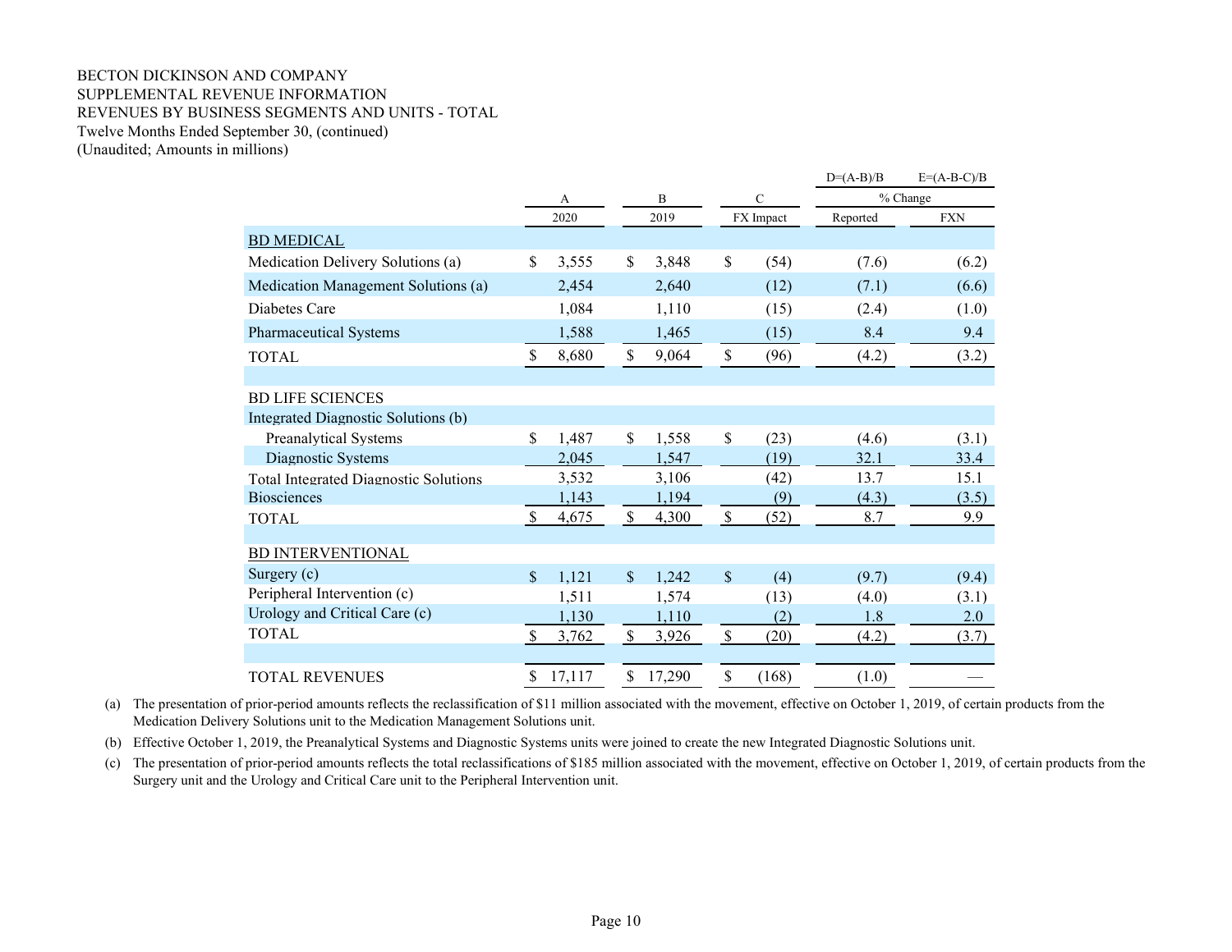BECTON DICKINSON AND COMPANY
SUPPLEMENTAL REVENUE INFORMATION
REVENUES BY BUSINESS SEGMENTS AND UNITS - TOTAL
Twelve Months Ended September 30, (continued)
(Unaudited; Amounts in millions)

| | A | B | C | D=(A-B)/B | E=(A-B-C)/B |
|---|---|---|---|---|---|
| | | | | % Change | |
| | 2020 | 2019 | FX Impact | Reported | FXN |
| BD MEDICAL | | | | | |
| Medication Delivery Solutions (a) | $ 3,555 | $ 3,848 | $ (54) | (7.6) | (6.2) |
| Medication Management Solutions (a) | 2,454 | 2,640 | (12) | (7.1) | (6.6) |
| Diabetes Care | 1,084 | 1,110 | (15) | (2.4) | (1.0) |
| Pharmaceutical Systems | 1,588 | 1,465 | (15) | 8.4 | 9.4 |
| TOTAL | $ 8,680 | $ 9,064 | $ (96) | (4.2) | (3.2) |
| | | | | | |
| BD LIFE SCIENCES | | | | | |
| Integrated Diagnostic Solutions (b) | | | | | |
| Preanalytical Systems | $ 1,487 | $ 1,558 | $ (23) | (4.6) | (3.1) |
| Diagnostic Systems | 2,045 | 1,547 | (19) | 32.1 | 33.4 |
| Total Integrated Diagnostic Solutions | 3,532 | 3,106 | (42) | 13.7 | 15.1 |
| Biosciences | 1,143 | 1,194 | (9) | (4.3) | (3.5) |
| TOTAL | $ 4,675 | $ 4,300 | $ (52) | 8.7 | 9.9 |
| | | | | | |
| BD INTERVENTIONAL | | | | | |
| Surgery (c) | $ 1,121 | $ 1,242 | $ (4) | (9.7) | (9.4) |
| Peripheral Intervention (c) | 1,511 | 1,574 | (13) | (4.0) | (3.1) |
| Urology and Critical Care (c) | 1,130 | 1,110 | (2) | 1.8 | 2.0 |
| TOTAL | $ 3,762 | $ 3,926 | $ (20) | (4.2) | (3.7) |
| | | | | | |
| TOTAL REVENUES | $ 17,117 | $ 17,290 | $ (168) | (1.0) | — |

(a) The presentation of prior-period amounts reflects the reclassification of $11 million associated with the movement, effective on October 1, 2019, of certain products from the Medication Delivery Solutions unit to the Medication Management Solutions unit.

(b) Effective October 1, 2019, the Preanalytical Systems and Diagnostic Systems units were joined to create the new Integrated Diagnostic Solutions unit.

(c) The presentation of prior-period amounts reflects the total reclassifications of $185 million associated with the movement, effective on October 1, 2019, of certain products from the Surgery unit and the Urology and Critical Care unit to the Peripheral Intervention unit.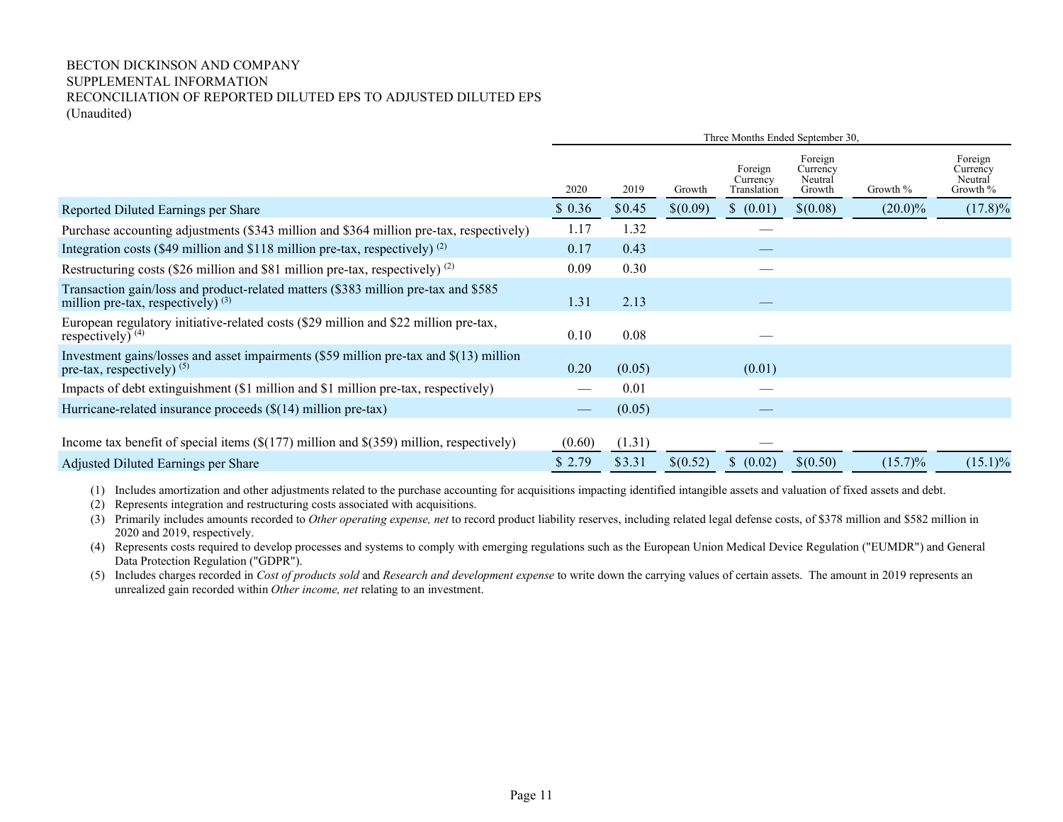BECTON DICKINSON AND COMPANY
SUPPLEMENTAL INFORMATION
RECONCILIATION OF REPORTED DILUTED EPS TO ADJUSTED DILUTED EPS
(Unaudited)

| | Three Months Ended September 30, | | | | | | |
|---|---|---|---|---|---|---|---|
| | 2020 | 2019 | Growth | Foreign Currency Translation | Foreign Currency Neutral Growth | Growth % | Foreign Currency Neutral Growth % |
| Reported Diluted Earnings per Share | $ 0.36 | $0.45 | $(0.09) | $ (0.01) | $(0.08) | (20.0)% | (17.8)% |
| Purchase accounting adjustments ($343 million and $364 million pre-tax, respectively) | 1.17 | 1.32 | | — | | | |
| Integration costs ($49 million and $118 million pre-tax, respectively) (2) | 0.17 | 0.43 | | — | | | |
| Restructuring costs ($26 million and $81 million pre-tax, respectively) (2) | 0.09 | 0.30 | | — | | | |
| Transaction gain/loss and product-related matters ($383 million pre-tax and $585 million pre-tax, respectively) (3) | 1.31 | 2.13 | | — | | | |
| European regulatory initiative-related costs ($29 million and $22 million pre-tax, respectively) (4) | 0.10 | 0.08 | | — | | | |
| Investment gains/losses and asset impairments ($59 million pre-tax and $(13) million pre-tax, respectively) (5) | 0.20 | (0.05) | | (0.01) | | | |
| Impacts of debt extinguishment ($1 million and $1 million pre-tax, respectively) | — | 0.01 | | — | | | |
| Hurricane-related insurance proceeds ($(14) million pre-tax) | — | (0.05) | | — | | | |
| Income tax benefit of special items ($(177) million and $(359) million, respectively) | (0.60) | (1.31) | | — | | | |
| Adjusted Diluted Earnings per Share | $ 2.79 | $3.31 | $(0.52) | $ (0.02) | $(0.50) | (15.7)% | (15.1)% |

(1) Includes amortization and other adjustments related to the purchase accounting for acquisitions impacting identified intangible assets and valuation of fixed assets and debt.

(2) Represents integration and restructuring costs associated with acquisitions.

(3) Primarily includes amounts recorded to *Other operating expense, net* to record product liability reserves, including related legal defense costs, of $378 million and $582 million in 2020 and 2019, respectively.

(4) Represents costs required to develop processes and systems to comply with emerging regulations such as the European Union Medical Device Regulation ("EUMDR") and General Data Protection Regulation ("GDPR").

(5) Includes charges recorded in *Cost of products sold* and *Research and development expense* to write down the carrying values of certain assets. The amount in 2019 represents an unrealized gain recorded within *Other income, net* relating to an investment.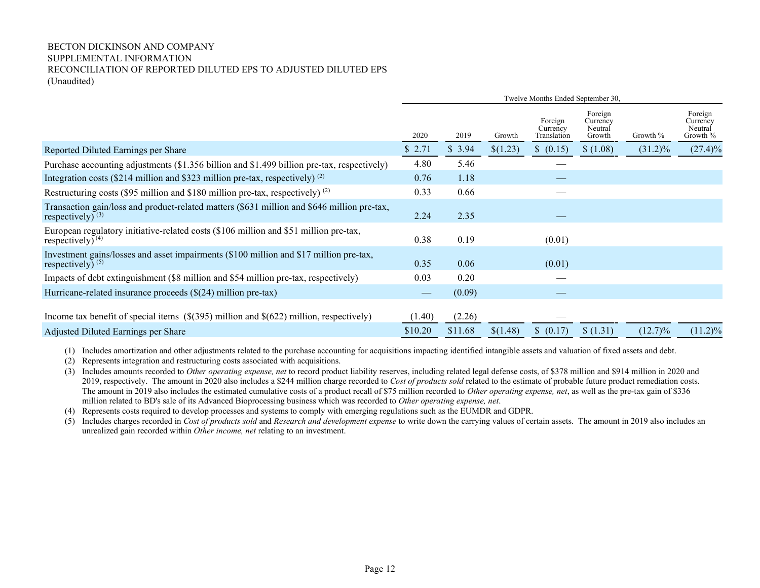BECTON DICKINSON AND COMPANY
SUPPLEMENTAL INFORMATION
RECONCILIATION OF REPORTED DILUTED EPS TO ADJUSTED DILUTED EPS
(Unaudited)

| | Twelve Months Ended September 30, | | | | | | |
|---|---|---|---|---|---|---|---|
| | 2020 | 2019 | Growth | Foreign Currency Translation | Foreign Currency Neutral Growth | Growth % | Foreign Currency Neutral Growth % |
| Reported Diluted Earnings per Share | $ 2.71 | $ 3.94 | $(1.23) | $ (0.15) | $ (1.08) | (31.2)% | (27.4)% |
| Purchase accounting adjustments ($1.356 billion and $1.499 billion pre-tax, respectively) | 4.80 | 5.46 | | — | | | |
| Integration costs ($214 million and $323 million pre-tax, respectively) [(2)] | 0.76 | 1.18 | | — | | | |
| Restructuring costs ($95 million and $180 million pre-tax, respectively) [(2)] | 0.33 | 0.66 | | — | | | |
| Transaction gain/loss and product-related matters ($631 million and $646 million pre-tax, respectively) [(3)] | 2.24 | 2.35 | | — | | | |
| European regulatory initiative-related costs ($106 million and $51 million pre-tax, respectively) [(4)] | 0.38 | 0.19 | | (0.01) | | | |
| Investment gains/losses and asset impairments ($100 million and $17 million pre-tax, respectively) [(5)] | 0.35 | 0.06 | | (0.01) | | | |
| Impacts of debt extinguishment ($8 million and $54 million pre-tax, respectively) | 0.03 | 0.20 | | — | | | |
| Hurricane-related insurance proceeds ($(24) million pre-tax) | — | (0.09) | | — | | | |
| Income tax benefit of special items ($(395) million and $(622) million, respectively) | (1.40) | (2.26) | | — | | | |
| Adjusted Diluted Earnings per Share | $10.20 | $11.68 | $(1.48) | $ (0.17) | $ (1.31) | (12.7)% | (11.2)% |

(1) Includes amortization and other adjustments related to the purchase accounting for acquisitions impacting identified intangible assets and valuation of fixed assets and debt.

(2) Represents integration and restructuring costs associated with acquisitions.

(3) Includes amounts recorded to *Other operating expense, net* to record product liability reserves, including related legal defense costs, of $378 million and $914 million in 2020 and 2019, respectively. The amount in 2020 also includes a $244 million charge recorded to *Cost of products sold* related to the estimate of probable future product remediation costs. The amount in 2019 also includes the estimated cumulative costs of a product recall of $75 million recorded to *Other operating expense, net*, as well as the pre-tax gain of $336 million related to BD's sale of its Advanced Bioprocessing business which was recorded to *Other operating expense, net*.

(4) Represents costs required to develop processes and systems to comply with emerging regulations such as the EUMDR and GDPR.

(5) Includes charges recorded in *Cost of products sold* and *Research and development expense* to write down the carrying values of certain assets. The amount in 2019 also includes an unrealized gain recorded within *Other income, net* relating to an investment.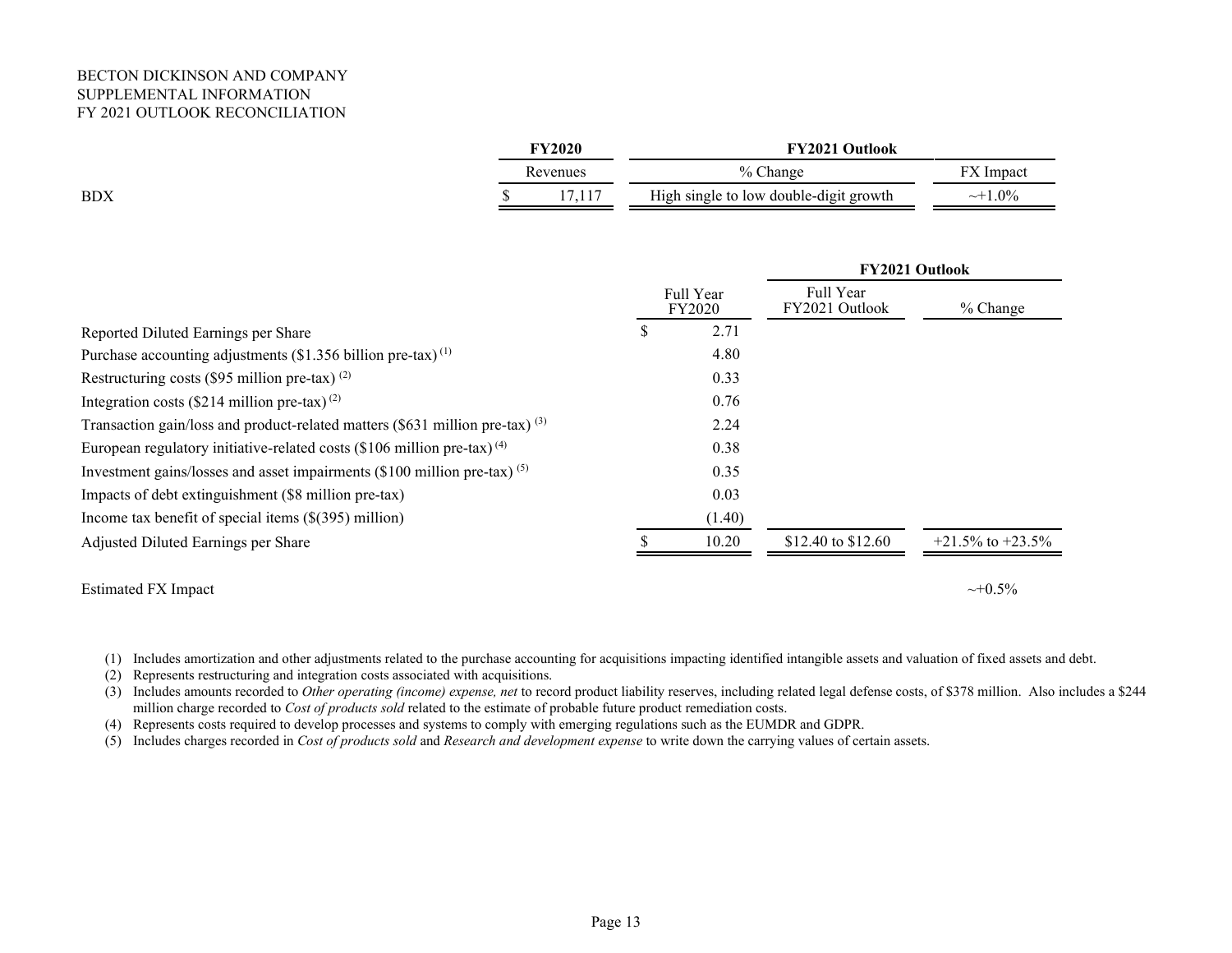BECTON DICKINSON AND COMPANY
SUPPLEMENTAL INFORMATION
FY 2021 OUTLOOK RECONCILIATION

| | FY2020 | FY2021 Outlook | |
|---|---|---|---|
| | Revenues | % Change | FX Impact |
| BDX | $ 17,117 | High single to low double-digit growth | ~+1.0% |

| | | FY2021 Outlook | |
|---|---|---|---|
| | Full Year FY2020 | Full Year FY2021 Outlook | % Change |
| Reported Diluted Earnings per Share | $ 2.71 | | |
| Purchase accounting adjustments ($1.356 billion pre-tax) (1) | 4.80 | | |
| Restructuring costs ($95 million pre-tax) (2) | 0.33 | | |
| Integration costs ($214 million pre-tax) (2) | 0.76 | | |
| Transaction gain/loss and product-related matters ($631 million pre-tax) (3) | 2.24 | | |
| European regulatory initiative-related costs ($106 million pre-tax) (4) | 0.38 | | |
| Investment gains/losses and asset impairments ($100 million pre-tax) (5) | 0.35 | | |
| Impacts of debt extinguishment ($8 million pre-tax) | 0.03 | | |
| Income tax benefit of special items ($(395) million) | (1.40) | | |
| Adjusted Diluted Earnings per Share | $ 10.20 | $12.40 to $12.60 | +21.5% to +23.5% |
| | | | |
| Estimated FX Impact | | | ~+0.5% |

(1) Includes amortization and other adjustments related to the purchase accounting for acquisitions impacting identified intangible assets and valuation of fixed assets and debt.
(2) Represents restructuring and integration costs associated with acquisitions.
(3) Includes amounts recorded to *Other operating (income) expense, net* to record product liability reserves, including related legal defense costs, of $378 million. Also includes a $244 million charge recorded to *Cost of products sold* related to the estimate of probable future product remediation costs.
(4) Represents costs required to develop processes and systems to comply with emerging regulations such as the EUMDR and GDPR.
(5) Includes charges recorded in *Cost of products sold* and *Research and development expense* to write down the carrying values of certain assets.